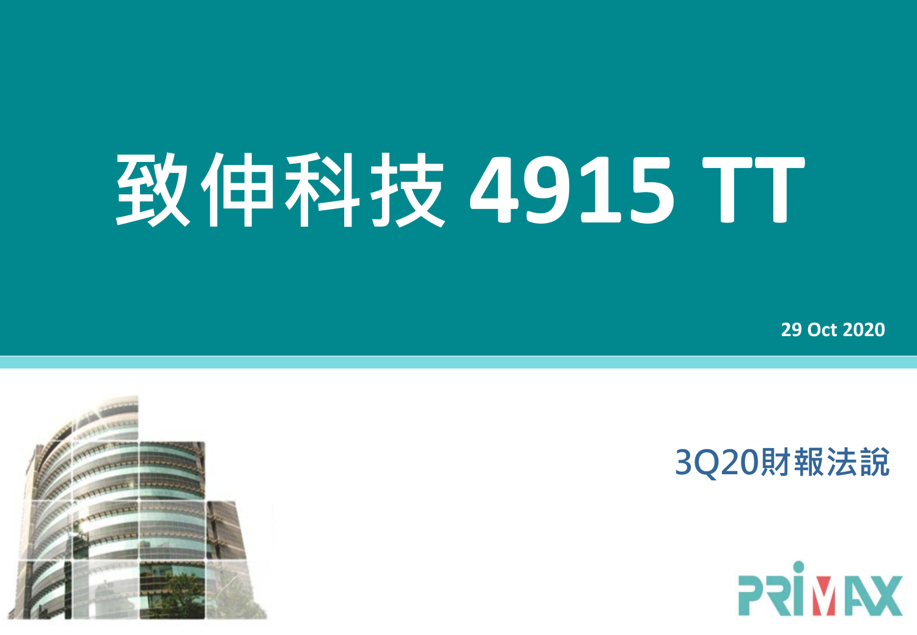# 致伸科技 4915 TT

29 Oct 2020

3Q20財報法說

PRIMAX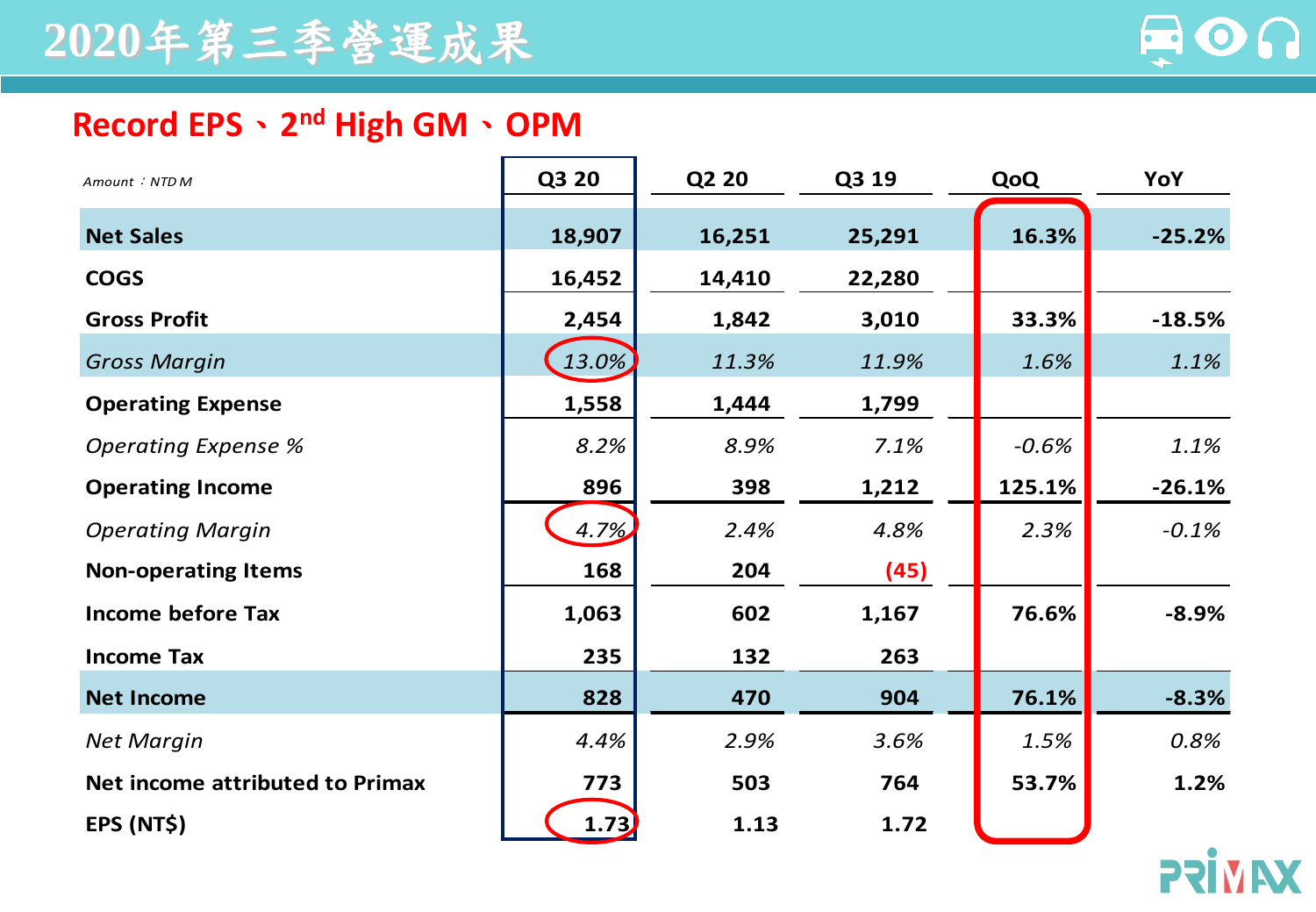# 2020年第三季營運成果

## Record EPS、2nd High GM、OPM

| Amount：NTD M | Q3 20 | Q2 20 | Q3 19 | QoQ | YoY |
|---|---|---|---|---|---|
| **Net Sales** | **18,907** | **16,251** | **25,291** | **16.3%** | **-25.2%** |
| **COGS** | **16,452** | **14,410** | **22,280** | | |
| **Gross Profit** | **2,454** | **1,842** | **3,010** | **33.3%** | **-18.5%** |
| *Gross Margin* | *13.0%* | *11.3%* | *11.9%* | *1.6%* | *1.1%* |
| **Operating Expense** | **1,558** | **1,444** | **1,799** | | |
| *Operating Expense %* | *8.2%* | *8.9%* | *7.1%* | *-0.6%* | *1.1%* |
| **Operating Income** | **896** | **398** | **1,212** | **125.1%** | **-26.1%** |
| *Operating Margin* | *4.7%* | *2.4%* | *4.8%* | *2.3%* | *-0.1%* |
| **Non-operating Items** | **168** | **204** | **(45)** | | |
| **Income before Tax** | **1,063** | **602** | **1,167** | **76.6%** | **-8.9%** |
| **Income Tax** | **235** | **132** | **263** | | |
| **Net Income** | **828** | **470** | **904** | **76.1%** | **-8.3%** |
| *Net Margin* | *4.4%* | *2.9%* | *3.6%* | *1.5%* | *0.8%* |
| **Net income attributed to Primax** | **773** | **503** | **764** | **53.7%** | **1.2%** |
| **EPS (NT$)** | **1.73** | **1.13** | **1.72** | | |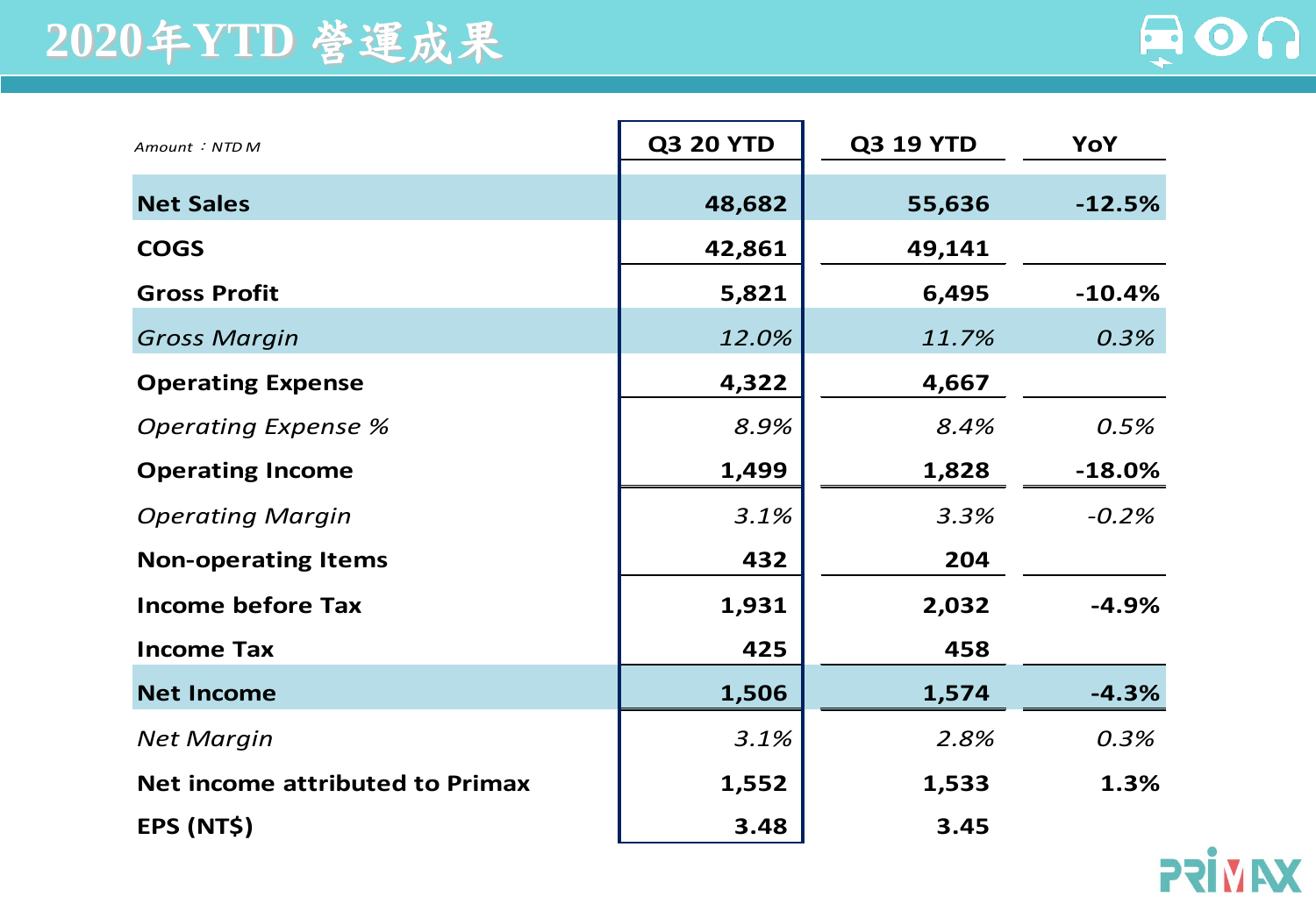# 2020年YTD 營運成果

| Amount ：NTD M | Q3 20 YTD | Q3 19 YTD | YoY |
|---|---|---|---|
| **Net Sales** | **48,682** | **55,636** | **-12.5%** |
| **COGS** | **42,861** | **49,141** | |
| **Gross Profit** | **5,821** | **6,495** | **-10.4%** |
| *Gross Margin* | *12.0%* | *11.7%* | *0.3%* |
| **Operating Expense** | **4,322** | **4,667** | |
| *Operating Expense %* | *8.9%* | *8.4%* | *0.5%* |
| **Operating Income** | **1,499** | **1,828** | **-18.0%** |
| *Operating Margin* | *3.1%* | *3.3%* | *-0.2%* |
| **Non-operating Items** | **432** | **204** | |
| **Income before Tax** | **1,931** | **2,032** | **-4.9%** |
| **Income Tax** | **425** | **458** | |
| **Net Income** | **1,506** | **1,574** | **-4.3%** |
| *Net Margin* | *3.1%* | *2.8%* | *0.3%* |
| **Net income attributed to Primax** | **1,552** | **1,533** | **1.3%** |
| **EPS (NT$)** | **3.48** | **3.45** | |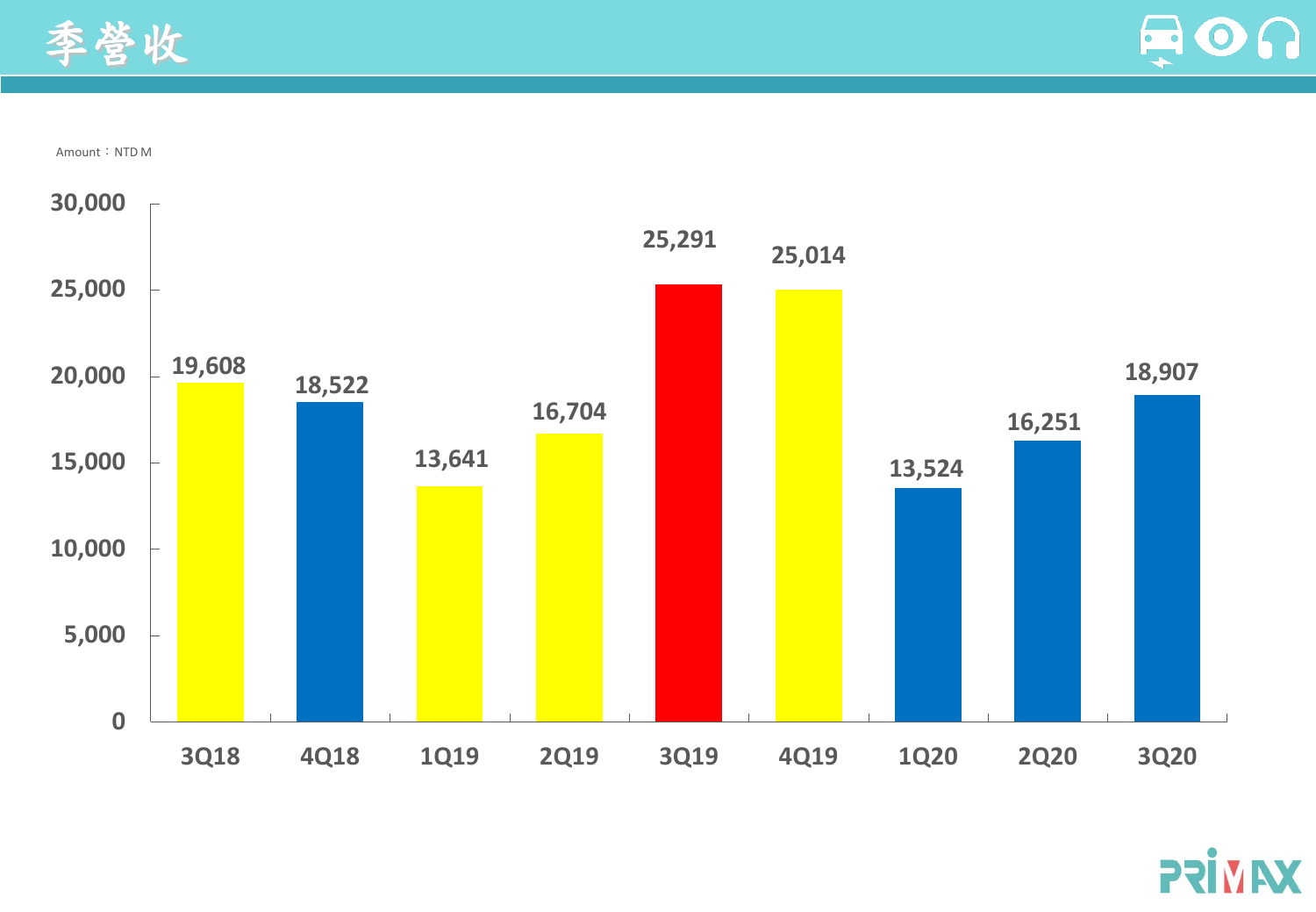# 季營收

Amount：NTD M

| Quarter | Revenue |
| --- | --- |
| 3Q18 | 19,608 |
| 4Q18 | 18,522 |
| 1Q19 | 13,641 |
| 2Q19 | 16,704 |
| 3Q19 | 25,291 |
| 4Q19 | 25,014 |
| 1Q20 | 13,524 |
| 2Q20 | 16,251 |
| 3Q20 | 18,907 |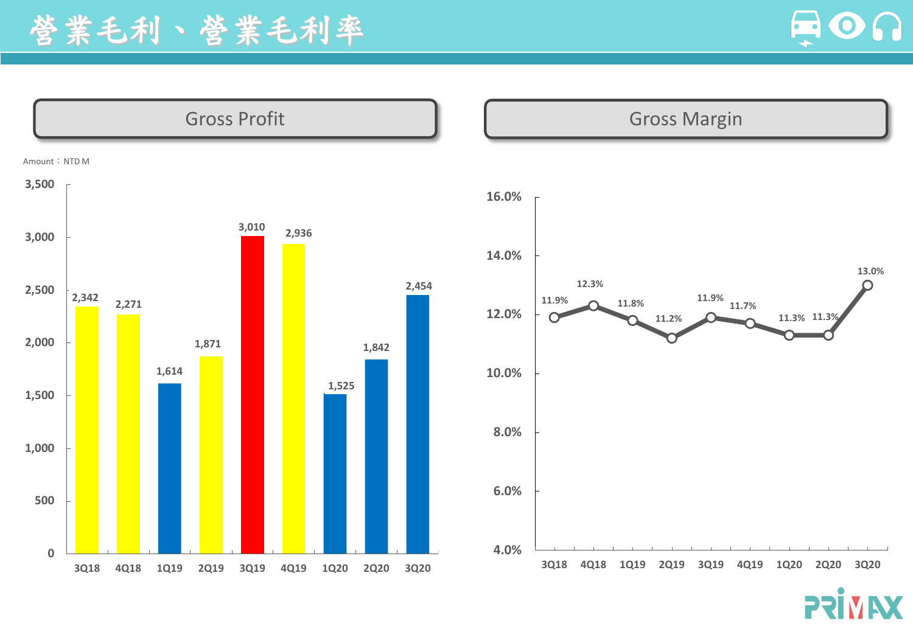# 營業毛利、營業毛利率

## Gross Profit

Amount：NTD M

| Quarter | Gross Profit |
| --- | --- |
| 3Q18 | 2,342 |
| 4Q18 | 2,271 |
| 1Q19 | 1,614 |
| 2Q19 | 1,871 |
| 3Q19 | 3,010 |
| 4Q19 | 2,936 |
| 1Q20 | 1,525 |
| 2Q20 | 1,842 |
| 3Q20 | 2,454 |

## Gross Margin

| Quarter | Gross Margin |
| --- | --- |
| 3Q18 | 11.9% |
| 4Q18 | 12.3% |
| 1Q19 | 11.8% |
| 2Q19 | 11.2% |
| 3Q19 | 11.9% |
| 4Q19 | 11.7% |
| 1Q20 | 11.3% |
| 2Q20 | 11.3% |
| 3Q20 | 13.0% |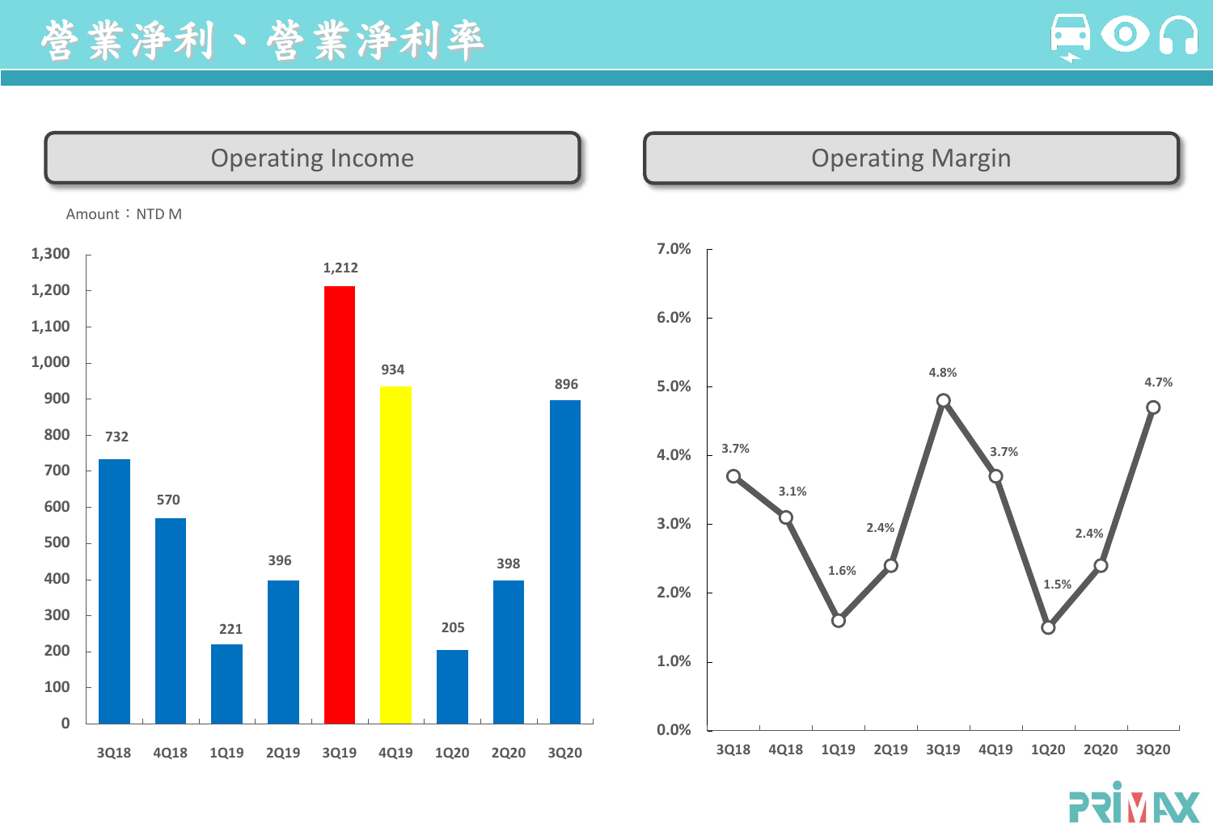# 營業淨利、營業淨利率

## Operating Income

Amount：NTD M

| Quarter | Operating Income |
|---|---|
| 3Q18 | 732 |
| 4Q18 | 570 |
| 1Q19 | 221 |
| 2Q19 | 396 |
| 3Q19 | 1,212 |
| 4Q19 | 934 |
| 1Q20 | 205 |
| 2Q20 | 398 |
| 3Q20 | 896 |

## Operating Margin

| Quarter | Operating Margin |
|---|---|
| 3Q18 | 3.7% |
| 4Q18 | 3.1% |
| 1Q19 | 1.6% |
| 2Q19 | 2.4% |
| 3Q19 | 4.8% |
| 4Q19 | 3.7% |
| 1Q20 | 1.5% |
| 2Q20 | 2.4% |
| 3Q20 | 4.7% |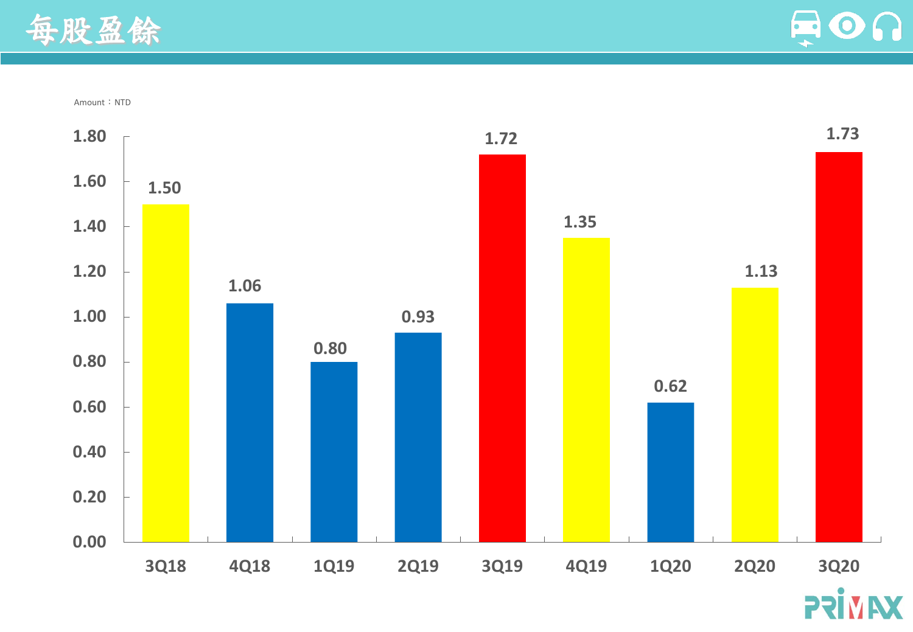# 每股盈餘

Amount：NTD

| Quarter | EPS |
| --- | --- |
| 3Q18 | 1.50 |
| 4Q18 | 1.06 |
| 1Q19 | 0.80 |
| 2Q19 | 0.93 |
| 3Q19 | 1.72 |
| 4Q19 | 1.35 |
| 1Q20 | 0.62 |
| 2Q20 | 1.13 |
| 3Q20 | 1.73 |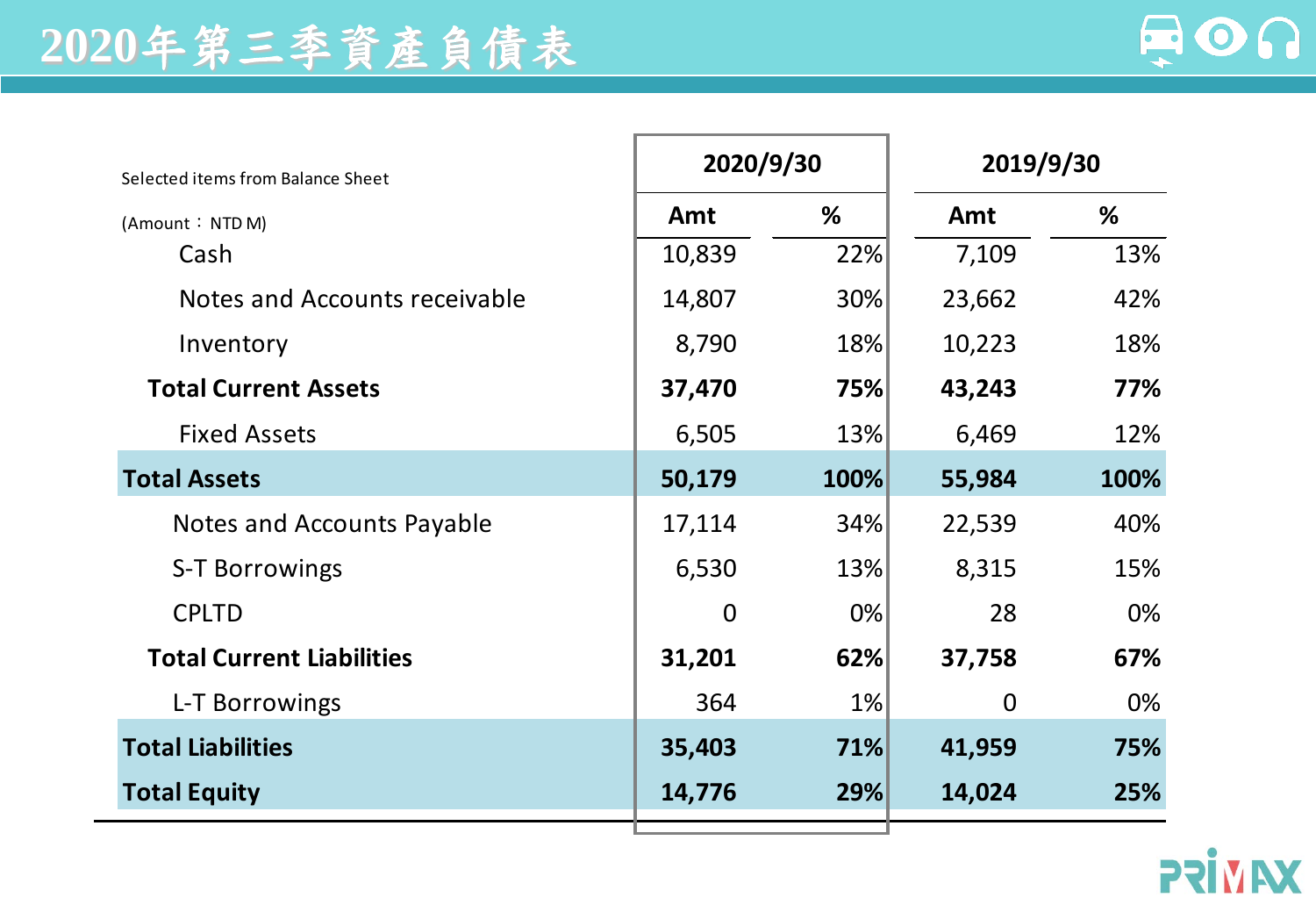# 2020年第三季資產負債表

| Selected items from Balance Sheet (Amount：NTD M) | 2020/9/30 | | 2019/9/30 | |
|---|---|---|---|---|
| | Amt | % | Amt | % |
| Cash | 10,839 | 22% | 7,109 | 13% |
| Notes and Accounts receivable | 14,807 | 30% | 23,662 | 42% |
| Inventory | 8,790 | 18% | 10,223 | 18% |
| **Total Current Assets** | **37,470** | **75%** | **43,243** | **77%** |
| Fixed Assets | 6,505 | 13% | 6,469 | 12% |
| **Total Assets** | **50,179** | **100%** | **55,984** | **100%** |
| Notes and Accounts Payable | 17,114 | 34% | 22,539 | 40% |
| S-T Borrowings | 6,530 | 13% | 8,315 | 15% |
| CPLTD | 0 | 0% | 28 | 0% |
| **Total Current Liabilities** | **31,201** | **62%** | **37,758** | **67%** |
| L-T Borrowings | 364 | 1% | 0 | 0% |
| **Total Liabilities** | **35,403** | **71%** | **41,959** | **75%** |
| **Total Equity** | **14,776** | **29%** | **14,024** | **25%** |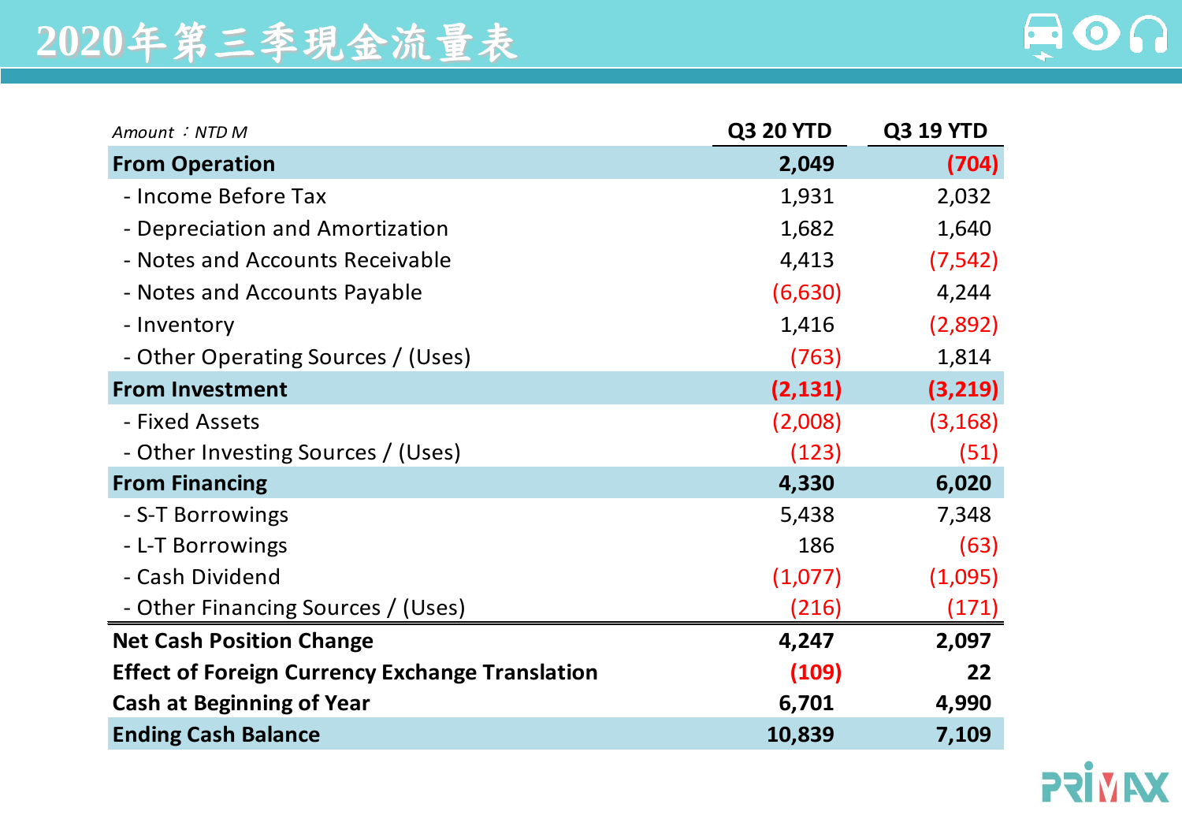# 2020年第三季現金流量表

| *Amount ：NTD M* | Q3 20 YTD | Q3 19 YTD |
|---|---|---|
| **From Operation** | **2,049** | **(704)** |
| - Income Before Tax | 1,931 | 2,032 |
| - Depreciation and Amortization | 1,682 | 1,640 |
| - Notes and Accounts Receivable | 4,413 | (7,542) |
| - Notes and Accounts Payable | (6,630) | 4,244 |
| - Inventory | 1,416 | (2,892) |
| - Other Operating Sources / (Uses) | (763) | 1,814 |
| **From Investment** | **(2,131)** | **(3,219)** |
| - Fixed Assets | (2,008) | (3,168) |
| - Other Investing Sources / (Uses) | (123) | (51) |
| **From Financing** | **4,330** | **6,020** |
| - S-T Borrowings | 5,438 | 7,348 |
| - L-T Borrowings | 186 | (63) |
| - Cash Dividend | (1,077) | (1,095) |
| - Other Financing Sources / (Uses) | (216) | (171) |
| **Net Cash Position Change** | **4,247** | **2,097** |
| **Effect of Foreign Currency Exchange Translation** | **(109)** | **22** |
| **Cash at Beginning of Year** | **6,701** | **4,990** |
| **Ending Cash Balance** | **10,839** | **7,109** |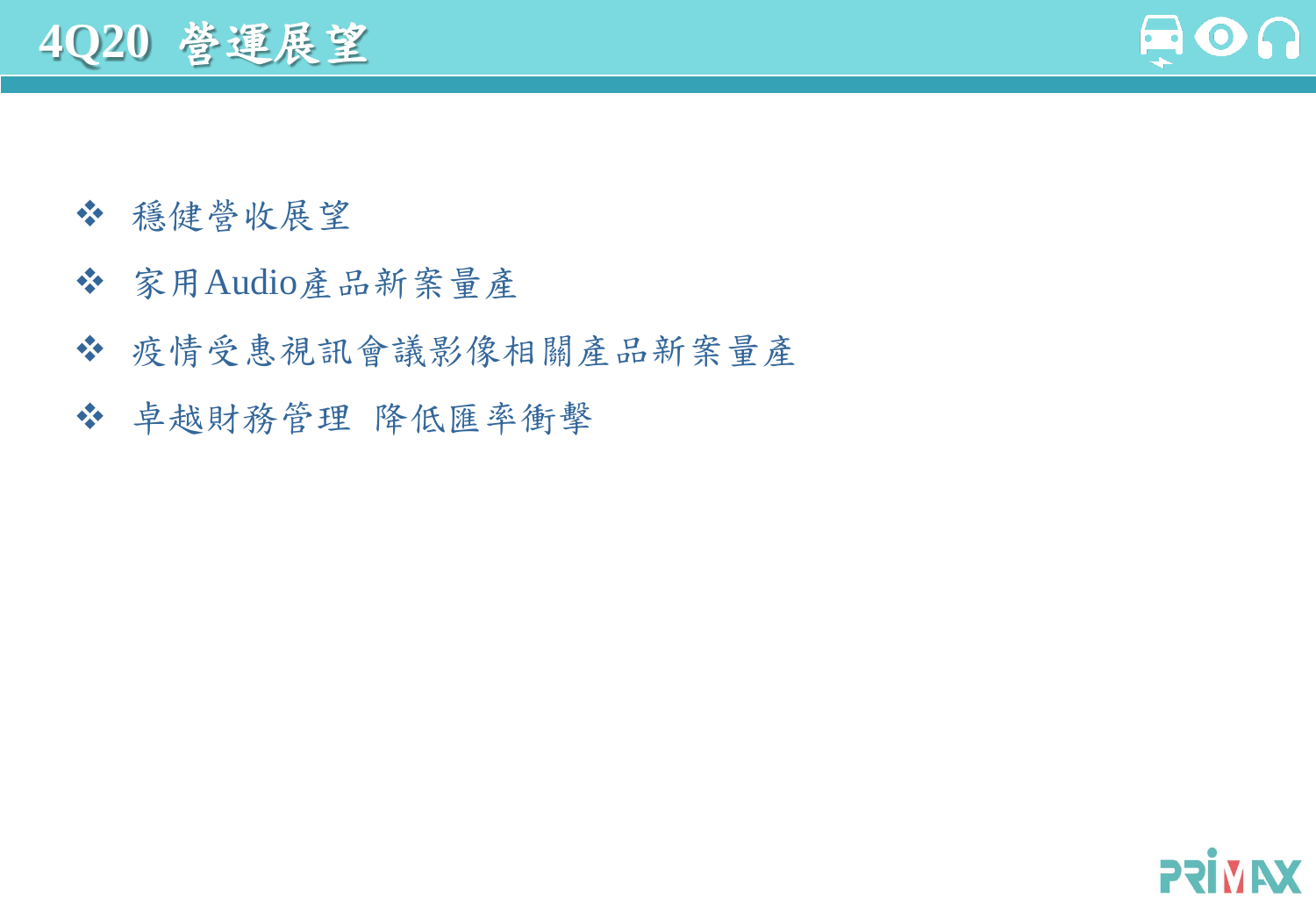# 4Q20 營運展望

- 穩健營收展望
- 家用Audio產品新案量產
- 疫情受惠視訊會議影像相關產品新案量產
- 卓越財務管理 降低匯率衝擊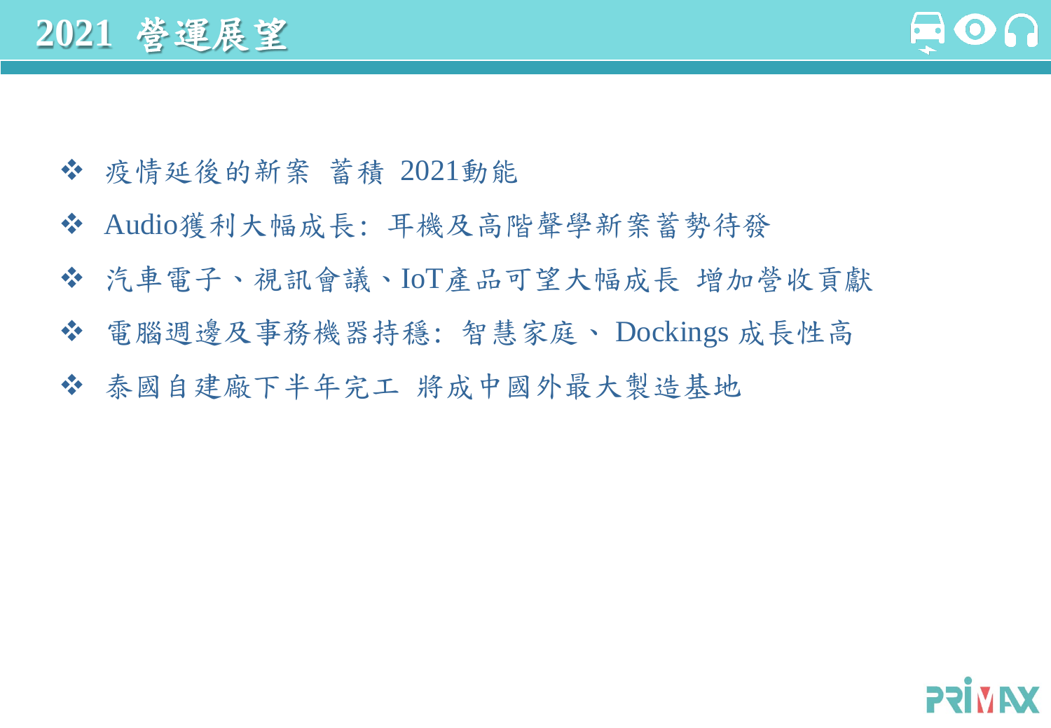# 2021 營運展望

- 疫情延後的新案 蓄積 2021動能
- Audio獲利大幅成長：耳機及高階聲學新案蓄勢待發
- 汽車電子、視訊會議、IoT產品可望大幅成長 增加營收貢獻
- 電腦週邊及事務機器持穩：智慧家庭、 Dockings 成長性高
- 泰國自建廠下半年完工 將成中國外最大製造基地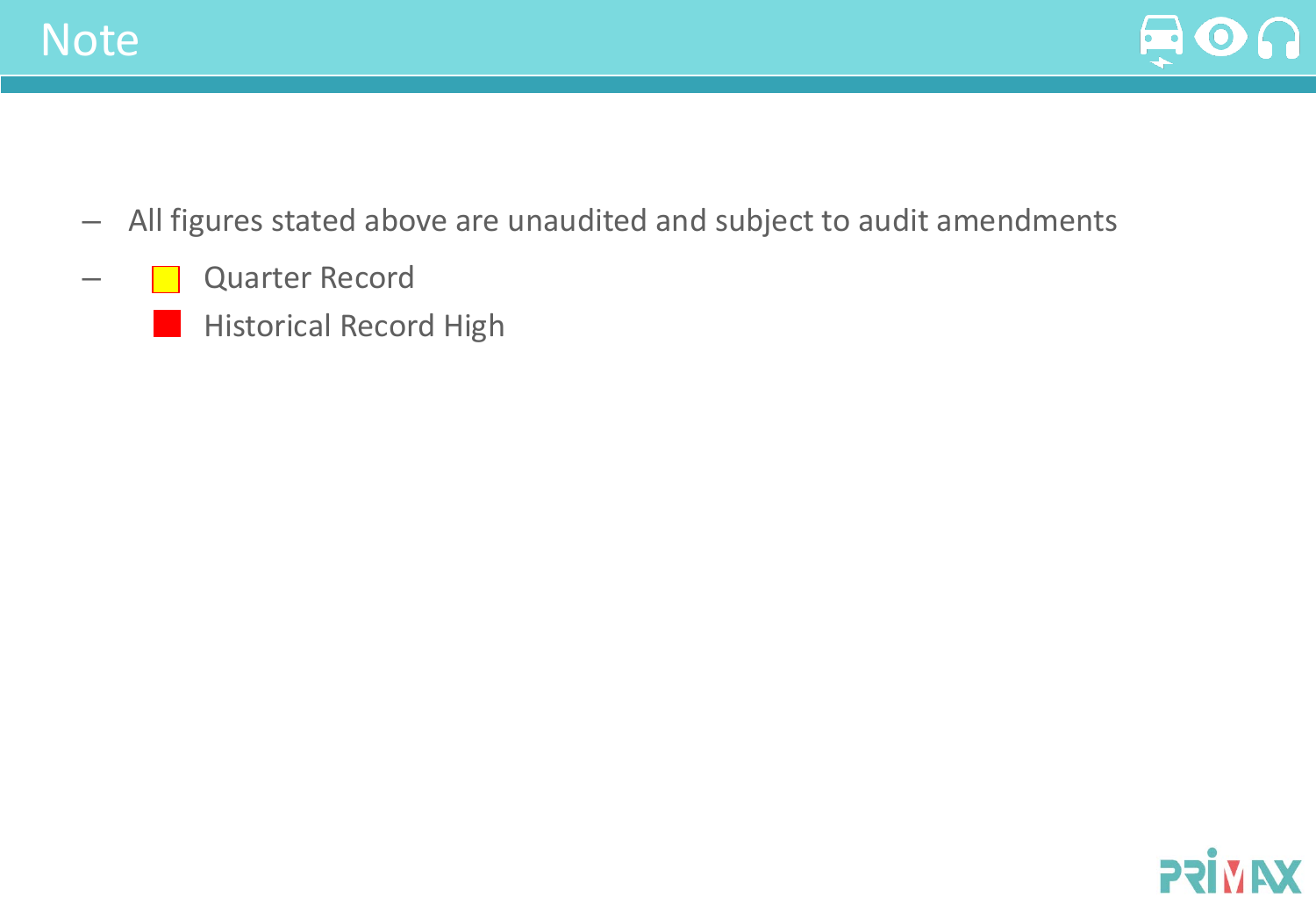# Note

- All figures stated above are unaudited and subject to audit amendments
- Quarter Record
  Historical Record High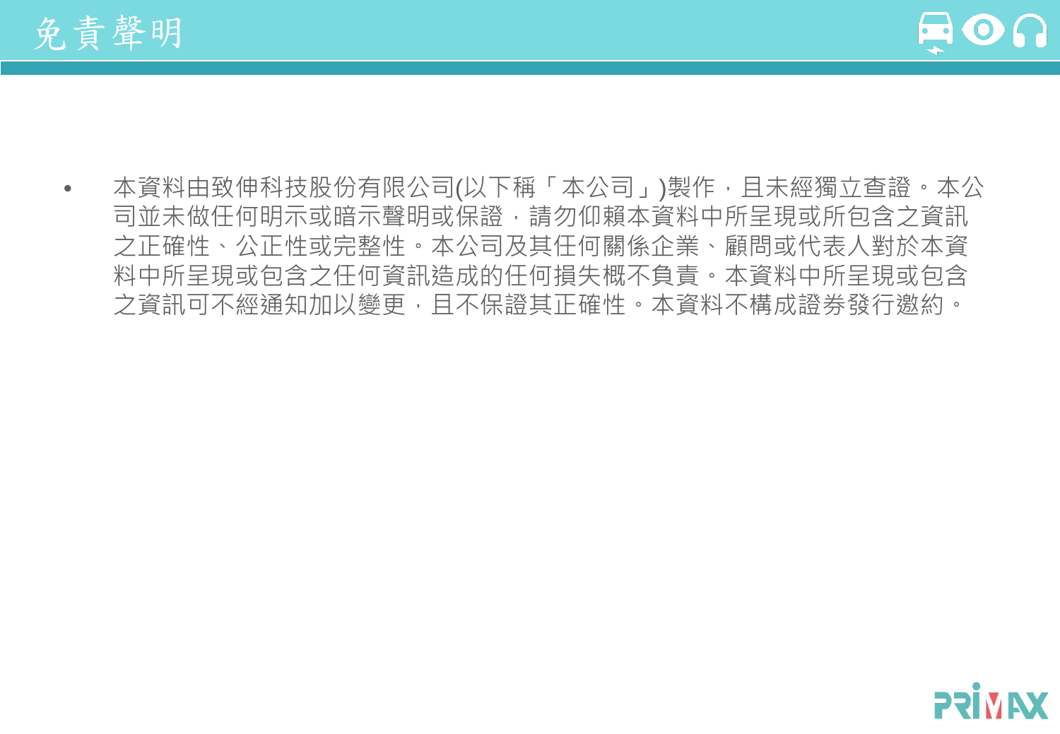# 免責聲明

- 本資料由致伸科技股份有限公司(以下稱「本公司」)製作，且未經獨立查證。本公司並未做任何明示或暗示聲明或保證，請勿仰賴本資料中所呈現或所包含之資訊之正確性、公正性或完整性。本公司及其任何關係企業、顧問或代表人對於本資料中所呈現或包含之任何資訊造成的任何損失概不負責。本資料中所呈現或包含之資訊可不經通知加以變更，且不保證其正確性。本資料不構成證券發行邀約。